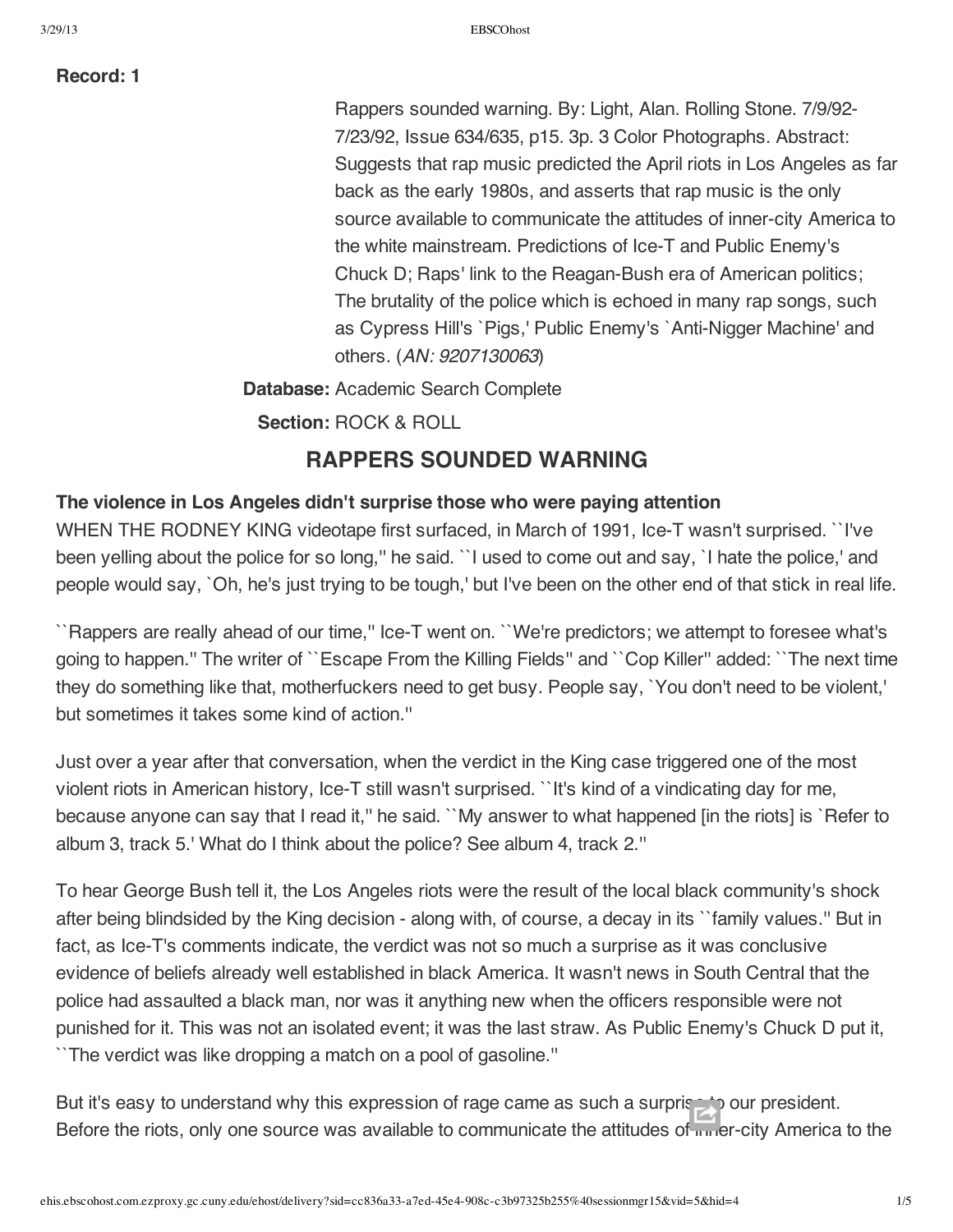**Record: 1**

Rappers sounded warning. By: Light, Alan. Rolling Stone. 7/9/92-7/23/92, Issue 634/635, p15. 3p. 3 Color Photographs. Abstract: Suggests that rap music predicted the April riots in Los Angeles as far back as the early 1980s, and asserts that rap music is the only source available to communicate the attitudes of inner-city America to the white mainstream. Predictions of Ice-T and Public Enemy's Chuck D; Raps' link to the Reagan-Bush era of American politics; The brutality of the police which is echoed in many rap songs, such as Cypress Hill's `Pigs,' Public Enemy's `Anti-Nigger Machine' and others. (*AN: 9207130063*)

**Database:** Academic Search Complete

**Section:** ROCK & ROLL

## RAPPERS SOUNDED WARNING

**The violence in Los Angeles didn't surprise those who were paying attention**

WHEN THE RODNEY KING videotape first surfaced, in March of 1991, Ice-T wasn't surprised. ``I've been yelling about the police for so long,'' he said. ``I used to come out and say, `I hate the police,' and people would say, `Oh, he's just trying to be tough,' but I've been on the other end of that stick in real life.

``Rappers are really ahead of our time,'' Ice-T went on. ``We're predictors; we attempt to foresee what's going to happen.'' The writer of ``Escape From the Killing Fields'' and ``Cop Killer'' added: ``The next time they do something like that, motherfuckers need to get busy. People say, `You don't need to be violent,' but sometimes it takes some kind of action.''

Just over a year after that conversation, when the verdict in the King case triggered one of the most violent riots in American history, Ice-T still wasn't surprised. ``It's kind of a vindicating day for me, because anyone can say that I read it,'' he said. ``My answer to what happened [in the riots] is `Refer to album 3, track 5.' What do I think about the police? See album 4, track 2.''

To hear George Bush tell it, the Los Angeles riots were the result of the local black community's shock after being blindsided by the King decision - along with, of course, a decay in its ``family values.'' But in fact, as Ice-T's comments indicate, the verdict was not so much a surprise as it was conclusive evidence of beliefs already well established in black America. It wasn't news in South Central that the police had assaulted a black man, nor was it anything new when the officers responsible were not punished for it. This was not an isolated event; it was the last straw. As Public Enemy's Chuck D put it, ``The verdict was like dropping a match on a pool of gasoline.''

But it's easy to understand why this expression of rage came as such a surprise to our president. Before the riots, only one source was available to communicate the attitudes of inner-city America to the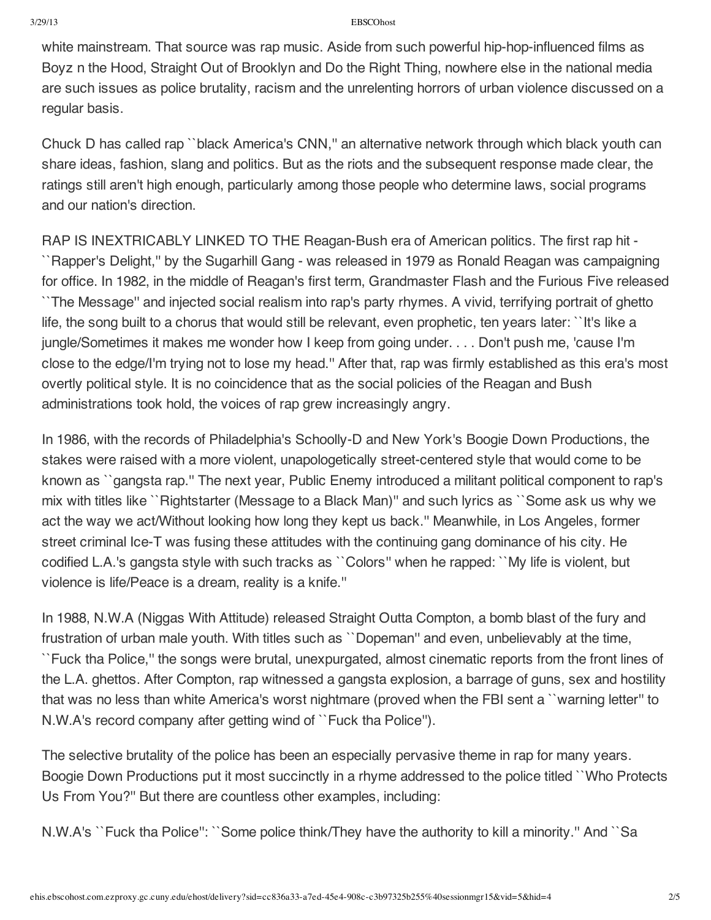white mainstream. That source was rap music. Aside from such powerful hip-hop-influenced films as Boyz n the Hood, Straight Out of Brooklyn and Do the Right Thing, nowhere else in the national media are such issues as police brutality, racism and the unrelenting horrors of urban violence discussed on a regular basis.

Chuck D has called rap ``black America's CNN,'' an alternative network through which black youth can share ideas, fashion, slang and politics. But as the riots and the subsequent response made clear, the ratings still aren't high enough, particularly among those people who determine laws, social programs and our nation's direction.

RAP IS INEXTRICABLY LINKED TO THE Reagan-Bush era of American politics. The first rap hit - ``Rapper's Delight,'' by the Sugarhill Gang - was released in 1979 as Ronald Reagan was campaigning for office. In 1982, in the middle of Reagan's first term, Grandmaster Flash and the Furious Five released ``The Message'' and injected social realism into rap's party rhymes. A vivid, terrifying portrait of ghetto life, the song built to a chorus that would still be relevant, even prophetic, ten years later: ``It's like a jungle/Sometimes it makes me wonder how I keep from going under. . . . Don't push me, 'cause I'm close to the edge/I'm trying not to lose my head.'' After that, rap was firmly established as this era's most overtly political style. It is no coincidence that as the social policies of the Reagan and Bush administrations took hold, the voices of rap grew increasingly angry.

In 1986, with the records of Philadelphia's Schoolly-D and New York's Boogie Down Productions, the stakes were raised with a more violent, unapologetically street-centered style that would come to be known as ``gangsta rap.'' The next year, Public Enemy introduced a militant political component to rap's mix with titles like ``Rightstarter (Message to a Black Man)'' and such lyrics as ``Some ask us why we act the way we act/Without looking how long they kept us back.'' Meanwhile, in Los Angeles, former street criminal Ice-T was fusing these attitudes with the continuing gang dominance of his city. He codified L.A.'s gangsta style with such tracks as ``Colors'' when he rapped: ``My life is violent, but violence is life/Peace is a dream, reality is a knife.''

In 1988, N.W.A (Niggas With Attitude) released Straight Outta Compton, a bomb blast of the fury and frustration of urban male youth. With titles such as ``Dopeman'' and even, unbelievably at the time, ``Fuck tha Police,'' the songs were brutal, unexpurgated, almost cinematic reports from the front lines of the L.A. ghettos. After Compton, rap witnessed a gangsta explosion, a barrage of guns, sex and hostility that was no less than white America's worst nightmare (proved when the FBI sent a ``warning letter'' to N.W.A's record company after getting wind of ``Fuck tha Police'').

The selective brutality of the police has been an especially pervasive theme in rap for many years. Boogie Down Productions put it most succinctly in a rhyme addressed to the police titled ``Who Protects Us From You?'' But there are countless other examples, including:

N.W.A's ``Fuck tha Police'': ``Some police think/They have the authority to kill a minority.'' And ``Sa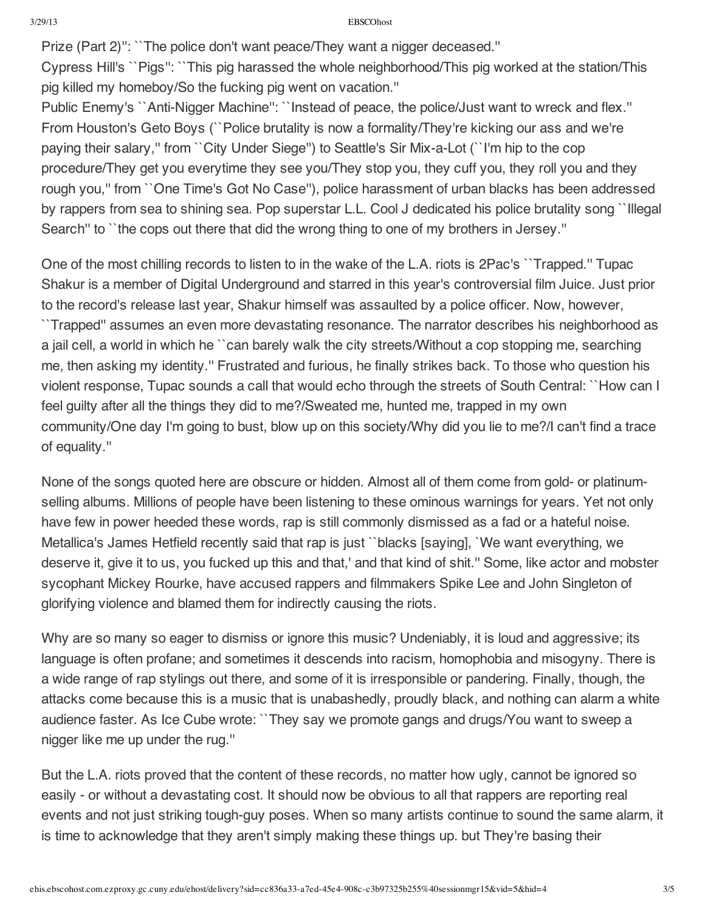Prize (Part 2)'': ``The police don't want peace/They want a nigger deceased.''

Cypress Hill's ``Pigs'': ``This pig harassed the whole neighborhood/This pig worked at the station/This pig killed my homeboy/So the fucking pig went on vacation.''

Public Enemy's ``Anti-Nigger Machine'': ``Instead of peace, the police/Just want to wreck and flex.'' From Houston's Geto Boys (``Police brutality is now a formality/They're kicking our ass and we're paying their salary,'' from ``City Under Siege'') to Seattle's Sir Mix-a-Lot (``I'm hip to the cop procedure/They get you everytime they see you/They stop you, they cuff you, they roll you and they rough you,'' from ``One Time's Got No Case''), police harassment of urban blacks has been addressed by rappers from sea to shining sea. Pop superstar L.L. Cool J dedicated his police brutality song ``Illegal Search'' to ``the cops out there that did the wrong thing to one of my brothers in Jersey.''

One of the most chilling records to listen to in the wake of the L.A. riots is 2Pac's ``Trapped.'' Tupac Shakur is a member of Digital Underground and starred in this year's controversial film Juice. Just prior to the record's release last year, Shakur himself was assaulted by a police officer. Now, however, ``Trapped'' assumes an even more devastating resonance. The narrator describes his neighborhood as a jail cell, a world in which he ``can barely walk the city streets/Without a cop stopping me, searching me, then asking my identity.'' Frustrated and furious, he finally strikes back. To those who question his violent response, Tupac sounds a call that would echo through the streets of South Central: ``How can I feel guilty after all the things they did to me?/Sweated me, hunted me, trapped in my own community/One day I'm going to bust, blow up on this society/Why did you lie to me?/I can't find a trace of equality.''

None of the songs quoted here are obscure or hidden. Almost all of them come from gold- or platinum-selling albums. Millions of people have been listening to these ominous warnings for years. Yet not only have few in power heeded these words, rap is still commonly dismissed as a fad or a hateful noise. Metallica's James Hetfield recently said that rap is just ``blacks [saying], `We want everything, we deserve it, give it to us, you fucked up this and that,' and that kind of shit.'' Some, like actor and mobster sycophant Mickey Rourke, have accused rappers and filmmakers Spike Lee and John Singleton of glorifying violence and blamed them for indirectly causing the riots.

Why are so many so eager to dismiss or ignore this music? Undeniably, it is loud and aggressive; its language is often profane; and sometimes it descends into racism, homophobia and misogyny. There is a wide range of rap stylings out there, and some of it is irresponsible or pandering. Finally, though, the attacks come because this is a music that is unabashedly, proudly black, and nothing can alarm a white audience faster. As Ice Cube wrote: ``They say we promote gangs and drugs/You want to sweep a nigger like me up under the rug.''

But the L.A. riots proved that the content of these records, no matter how ugly, cannot be ignored so easily - or without a devastating cost. It should now be obvious to all that rappers are reporting real events and not just striking tough-guy poses. When so many artists continue to sound the same alarm, it is time to acknowledge that they aren't simply making these things up. but They're basing their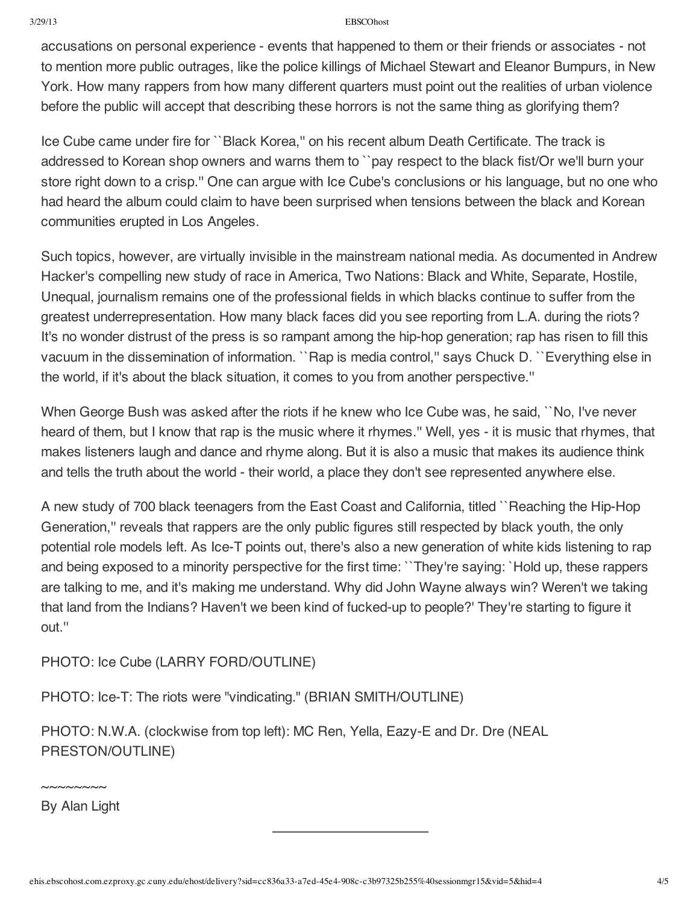accusations on personal experience - events that happened to them or their friends or associates - not to mention more public outrages, like the police killings of Michael Stewart and Eleanor Bumpurs, in New York. How many rappers from how many different quarters must point out the realities of urban violence before the public will accept that describing these horrors is not the same thing as glorifying them?

Ice Cube came under fire for ``Black Korea,'' on his recent album Death Certificate. The track is addressed to Korean shop owners and warns them to ``pay respect to the black fist/Or we'll burn your store right down to a crisp.'' One can argue with Ice Cube's conclusions or his language, but no one who had heard the album could claim to have been surprised when tensions between the black and Korean communities erupted in Los Angeles.

Such topics, however, are virtually invisible in the mainstream national media. As documented in Andrew Hacker's compelling new study of race in America, Two Nations: Black and White, Separate, Hostile, Unequal, journalism remains one of the professional fields in which blacks continue to suffer from the greatest underrepresentation. How many black faces did you see reporting from L.A. during the riots? It's no wonder distrust of the press is so rampant among the hip-hop generation; rap has risen to fill this vacuum in the dissemination of information. ``Rap is media control,'' says Chuck D. ``Everything else in the world, if it's about the black situation, it comes to you from another perspective.''

When George Bush was asked after the riots if he knew who Ice Cube was, he said, ``No, I've never heard of them, but I know that rap is the music where it rhymes.'' Well, yes - it is music that rhymes, that makes listeners laugh and dance and rhyme along. But it is also a music that makes its audience think and tells the truth about the world - their world, a place they don't see represented anywhere else.

A new study of 700 black teenagers from the East Coast and California, titled ``Reaching the Hip-Hop Generation,'' reveals that rappers are the only public figures still respected by black youth, the only potential role models left. As Ice-T points out, there's also a new generation of white kids listening to rap and being exposed to a minority perspective for the first time: ``They're saying: `Hold up, these rappers are talking to me, and it's making me understand. Why did John Wayne always win? Weren't we taking that land from the Indians? Haven't we been kind of fucked-up to people?' They're starting to figure it out.''

PHOTO: Ice Cube (LARRY FORD/OUTLINE)

PHOTO: Ice-T: The riots were "vindicating." (BRIAN SMITH/OUTLINE)

PHOTO: N.W.A. (clockwise from top left): MC Ren, Yella, Eazy-E and Dr. Dre (NEAL PRESTON/OUTLINE)

~~~~~~~~

By Alan Light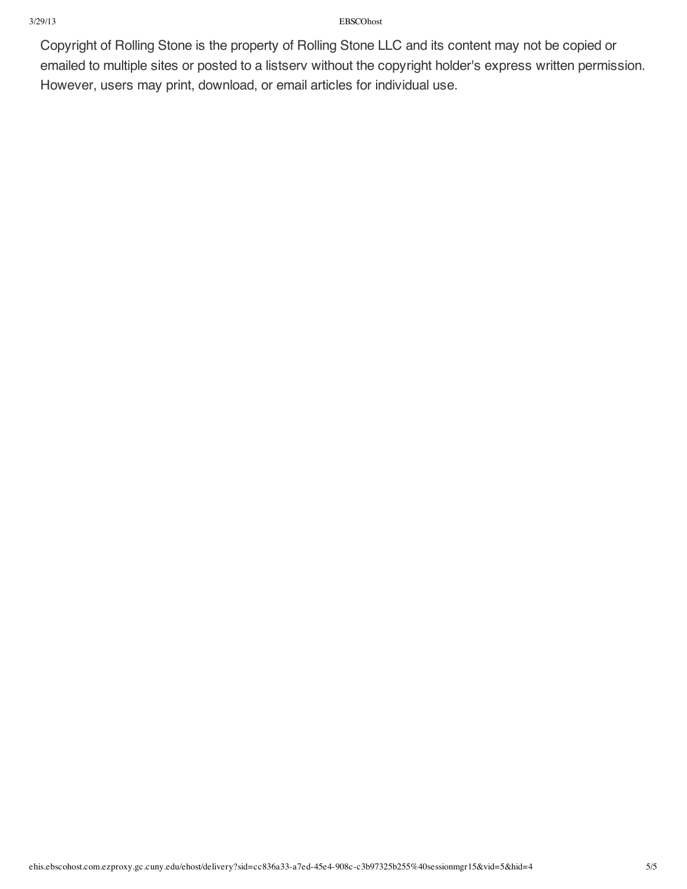Copyright of Rolling Stone is the property of Rolling Stone LLC and its content may not be copied or emailed to multiple sites or posted to a listserv without the copyright holder's express written permission. However, users may print, download, or email articles for individual use.